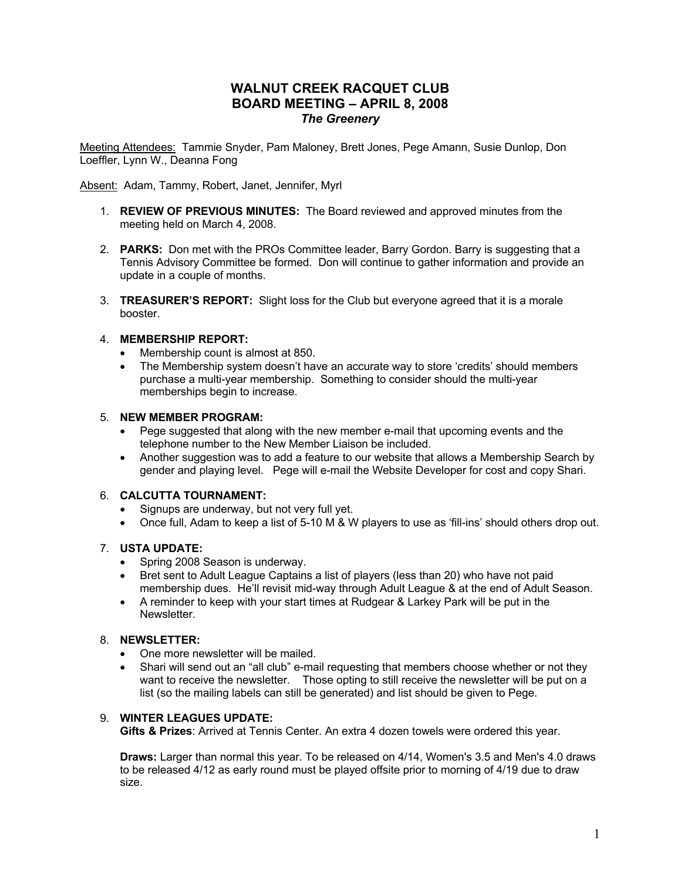# WALNUT CREEK RACQUET CLUB
# BOARD MEETING – APRIL 8, 2008
### *The Greenery*

Meeting Attendees: Tammie Snyder, Pam Maloney, Brett Jones, Pege Amann, Susie Dunlop, Don Loeffler, Lynn W., Deanna Fong

Absent: Adam, Tammy, Robert, Janet, Jennifer, Myrl

1. **REVIEW OF PREVIOUS MINUTES:** The Board reviewed and approved minutes from the meeting held on March 4, 2008.

2. **PARKS:** Don met with the PROs Committee leader, Barry Gordon. Barry is suggesting that a Tennis Advisory Committee be formed. Don will continue to gather information and provide an update in a couple of months.

3. **TREASURER'S REPORT:** Slight loss for the Club but everyone agreed that it is a morale booster.

4. **MEMBERSHIP REPORT:**
   - Membership count is almost at 850.
   - The Membership system doesn't have an accurate way to store 'credits' should members purchase a multi-year membership. Something to consider should the multi-year memberships begin to increase.

5. **NEW MEMBER PROGRAM:**
   - Pege suggested that along with the new member e-mail that upcoming events and the telephone number to the New Member Liaison be included.
   - Another suggestion was to add a feature to our website that allows a Membership Search by gender and playing level. Pege will e-mail the Website Developer for cost and copy Shari.

6. **CALCUTTA TOURNAMENT:**
   - Signups are underway, but not very full yet.
   - Once full, Adam to keep a list of 5-10 M & W players to use as 'fill-ins' should others drop out.

7. **USTA UPDATE:**
   - Spring 2008 Season is underway.
   - Bret sent to Adult League Captains a list of players (less than 20) who have not paid membership dues. He'll revisit mid-way through Adult League & at the end of Adult Season.
   - A reminder to keep with your start times at Rudgear & Larkey Park will be put in the Newsletter.

8. **NEWSLETTER:**
   - One more newsletter will be mailed.
   - Shari will send out an "all club" e-mail requesting that members choose whether or not they want to receive the newsletter. Those opting to still receive the newsletter will be put on a list (so the mailing labels can still be generated) and list should be given to Pege.

9. **WINTER LEAGUES UPDATE:**

   **Gifts & Prizes**: Arrived at Tennis Center. An extra 4 dozen towels were ordered this year.

   **Draws:** Larger than normal this year. To be released on 4/14, Women's 3.5 and Men's 4.0 draws to be released 4/12 as early round must be played offsite prior to morning of 4/19 due to draw size.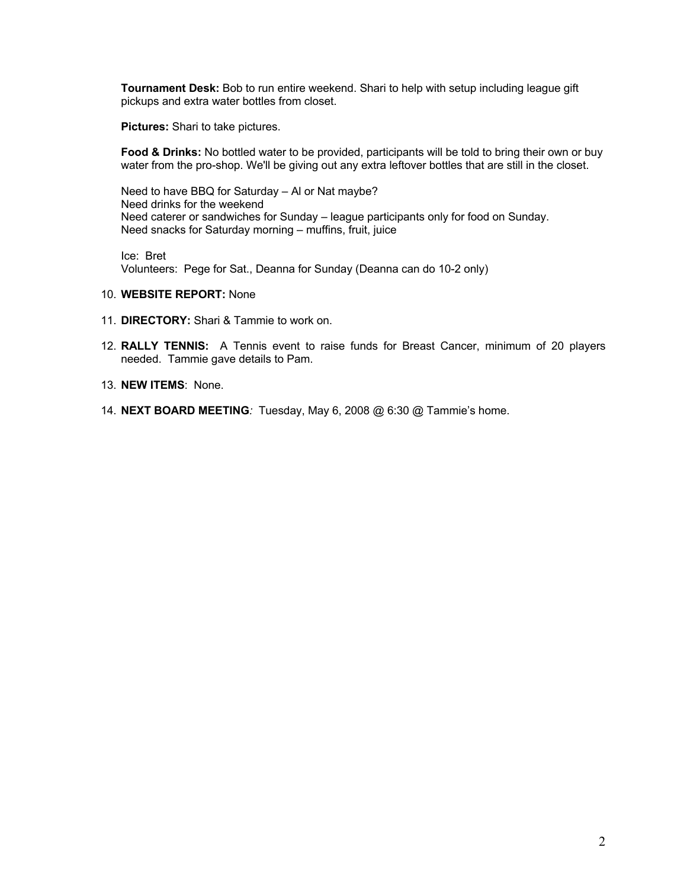**Tournament Desk:** Bob to run entire weekend. Shari to help with setup including league gift pickups and extra water bottles from closet.

**Pictures:** Shari to take pictures.

**Food & Drinks:** No bottled water to be provided, participants will be told to bring their own or buy water from the pro-shop. We'll be giving out any extra leftover bottles that are still in the closet.

Need to have BBQ for Saturday – Al or Nat maybe?
Need drinks for the weekend
Need caterer or sandwiches for Sunday – league participants only for food on Sunday.
Need snacks for Saturday morning – muffins, fruit, juice

Ice: Bret
Volunteers: Pege for Sat., Deanna for Sunday (Deanna can do 10-2 only)

10. **WEBSITE REPORT:** None
11. **DIRECTORY:** Shari & Tammie to work on.
12. **RALLY TENNIS:** A Tennis event to raise funds for Breast Cancer, minimum of 20 players needed. Tammie gave details to Pam.
13. **NEW ITEMS**: None.
14. **NEXT BOARD MEETING***:* Tuesday, May 6, 2008 @ 6:30 @ Tammie's home.